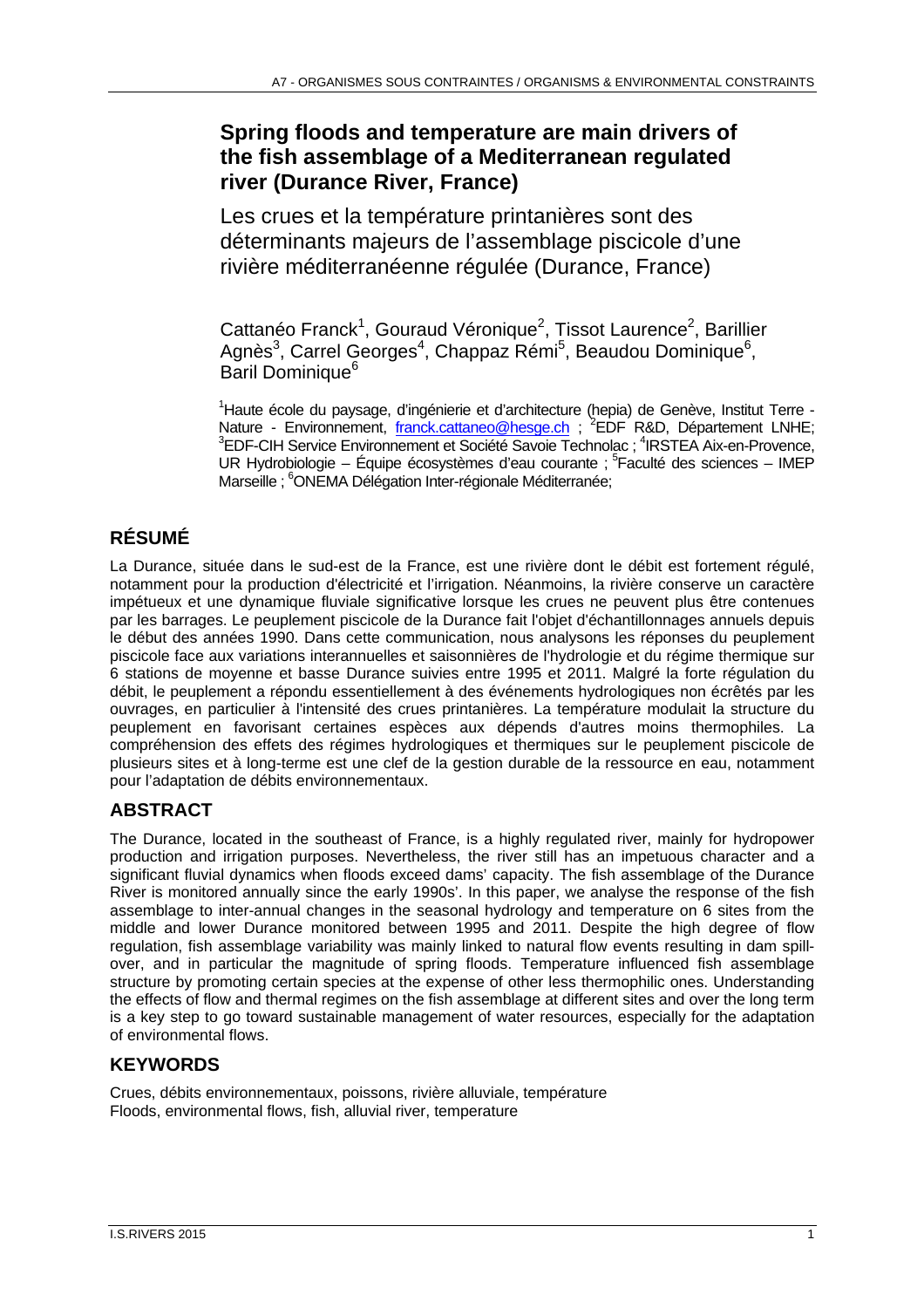# Spring floods and temperature are main drivers of the fish assemblage of a Mediterranean regulated river (Durance River, France)

Les crues et la température printanières sont des déterminants majeurs de l'assemblage piscicole d'une rivière méditerranéenne régulée (Durance, France)

Cattanéo Franck[1], Gouraud Véronique[2], Tissot Laurence[2], Barillier Agnès[3], Carrel Georges[4], Chappaz Rémi[5], Beaudou Dominique[6], Baril Dominique[6]

[1]Haute école du paysage, d'ingénierie et d'architecture (hepia) de Genève, Institut Terre - Nature - Environnement, franck.cattaneo@hesge.ch ; [2]EDF R&D, Département LNHE; [3]EDF-CIH Service Environnement et Société Savoie Technolac ; [4]IRSTEA Aix-en-Provence, UR Hydrobiologie – Équipe écosystèmes d'eau courante ; [5]Faculté des sciences – IMEP Marseille ; [6]ONEMA Délégation Inter-régionale Méditerranée;

## RÉSUMÉ

La Durance, située dans le sud-est de la France, est une rivière dont le débit est fortement régulé, notamment pour la production d'électricité et l'irrigation. Néanmoins, la rivière conserve un caractère impétueux et une dynamique fluviale significative lorsque les crues ne peuvent plus être contenues par les barrages. Le peuplement piscicole de la Durance fait l'objet d'échantillonnages annuels depuis le début des années 1990. Dans cette communication, nous analysons les réponses du peuplement piscicole face aux variations interannuelles et saisonnières de l'hydrologie et du régime thermique sur 6 stations de moyenne et basse Durance suivies entre 1995 et 2011. Malgré la forte régulation du débit, le peuplement a répondu essentiellement à des événements hydrologiques non écrêtés par les ouvrages, en particulier à l'intensité des crues printanières. La température modulait la structure du peuplement en favorisant certaines espèces aux dépends d'autres moins thermophiles. La compréhension des effets des régimes hydrologiques et thermiques sur le peuplement piscicole de plusieurs sites et à long-terme est une clef de la gestion durable de la ressource en eau, notamment pour l'adaptation de débits environnementaux.

## ABSTRACT

The Durance, located in the southeast of France, is a highly regulated river, mainly for hydropower production and irrigation purposes. Nevertheless, the river still has an impetuous character and a significant fluvial dynamics when floods exceed dams' capacity. The fish assemblage of the Durance River is monitored annually since the early 1990s'. In this paper, we analyse the response of the fish assemblage to inter-annual changes in the seasonal hydrology and temperature on 6 sites from the middle and lower Durance monitored between 1995 and 2011. Despite the high degree of flow regulation, fish assemblage variability was mainly linked to natural flow events resulting in dam spill-over, and in particular the magnitude of spring floods. Temperature influenced fish assemblage structure by promoting certain species at the expense of other less thermophilic ones. Understanding the effects of flow and thermal regimes on the fish assemblage at different sites and over the long term is a key step to go toward sustainable management of water resources, especially for the adaptation of environmental flows.

## KEYWORDS

Crues, débits environnementaux, poissons, rivière alluviale, température
Floods, environmental flows, fish, alluvial river, temperature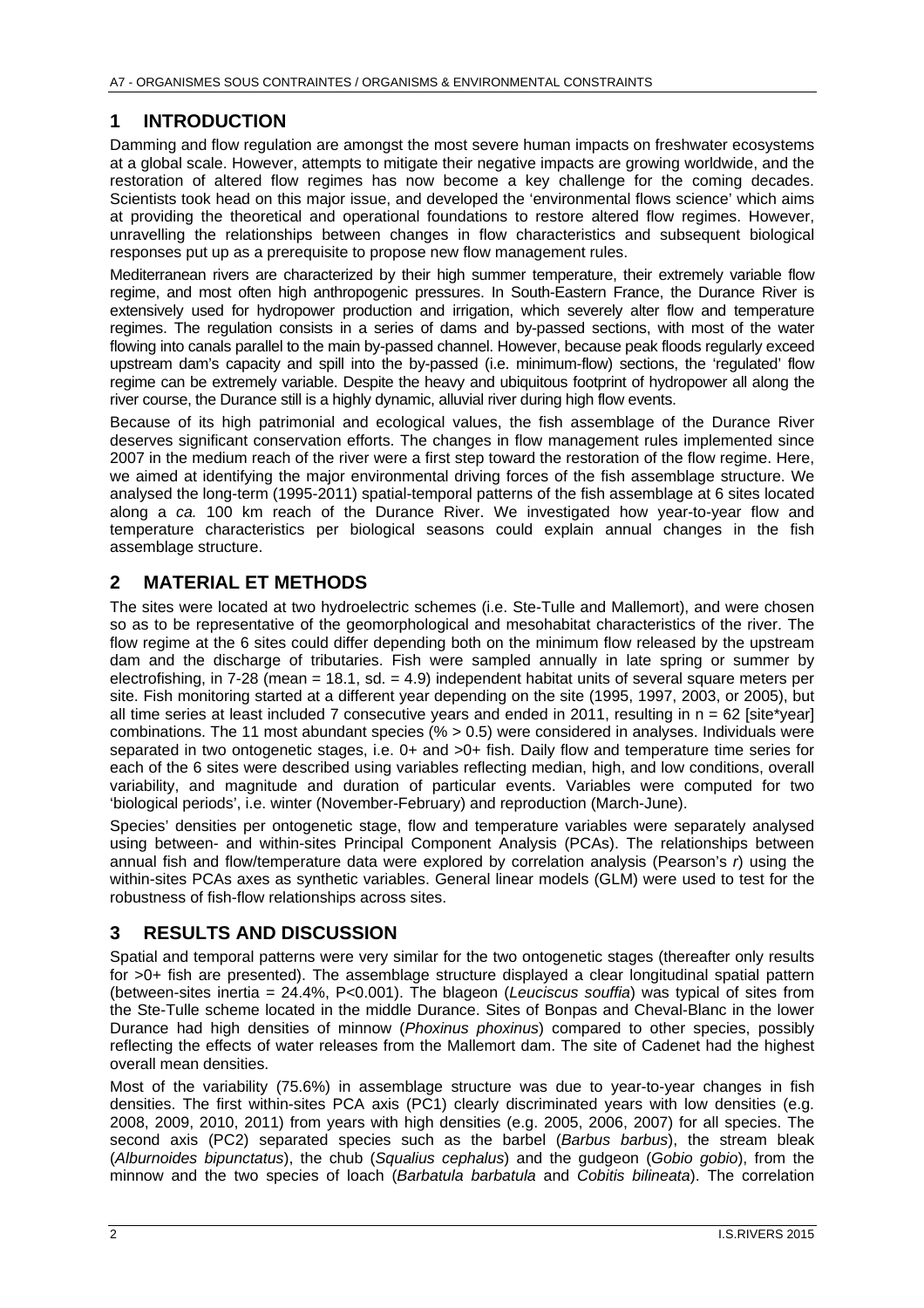## 1 INTRODUCTION

Damming and flow regulation are amongst the most severe human impacts on freshwater ecosystems at a global scale. However, attempts to mitigate their negative impacts are growing worldwide, and the restoration of altered flow regimes has now become a key challenge for the coming decades. Scientists took head on this major issue, and developed the 'environmental flows science' which aims at providing the theoretical and operational foundations to restore altered flow regimes. However, unravelling the relationships between changes in flow characteristics and subsequent biological responses put up as a prerequisite to propose new flow management rules.

Mediterranean rivers are characterized by their high summer temperature, their extremely variable flow regime, and most often high anthropogenic pressures. In South-Eastern France, the Durance River is extensively used for hydropower production and irrigation, which severely alter flow and temperature regimes. The regulation consists in a series of dams and by-passed sections, with most of the water flowing into canals parallel to the main by-passed channel. However, because peak floods regularly exceed upstream dam's capacity and spill into the by-passed (i.e. minimum-flow) sections, the 'regulated' flow regime can be extremely variable. Despite the heavy and ubiquitous footprint of hydropower all along the river course, the Durance still is a highly dynamic, alluvial river during high flow events.

Because of its high patrimonial and ecological values, the fish assemblage of the Durance River deserves significant conservation efforts. The changes in flow management rules implemented since 2007 in the medium reach of the river were a first step toward the restoration of the flow regime. Here, we aimed at identifying the major environmental driving forces of the fish assemblage structure. We analysed the long-term (1995-2011) spatial-temporal patterns of the fish assemblage at 6 sites located along a *ca.* 100 km reach of the Durance River. We investigated how year-to-year flow and temperature characteristics per biological seasons could explain annual changes in the fish assemblage structure.

## 2 MATERIAL ET METHODS

The sites were located at two hydroelectric schemes (i.e. Ste-Tulle and Mallemort), and were chosen so as to be representative of the geomorphological and mesohabitat characteristics of the river. The flow regime at the 6 sites could differ depending both on the minimum flow released by the upstream dam and the discharge of tributaries. Fish were sampled annually in late spring or summer by electrofishing, in 7-28 (mean = 18.1, sd. = 4.9) independent habitat units of several square meters per site. Fish monitoring started at a different year depending on the site (1995, 1997, 2003, or 2005), but all time series at least included 7 consecutive years and ended in 2011, resulting in $n = 62$ [site*year] combinations. The 11 most abundant species (% > 0.5) were considered in analyses. Individuals were separated in two ontogenetic stages, i.e. 0+ and >0+ fish. Daily flow and temperature time series for each of the 6 sites were described using variables reflecting median, high, and low conditions, overall variability, and magnitude and duration of particular events. Variables were computed for two 'biological periods', i.e. winter (November-February) and reproduction (March-June).

Species' densities per ontogenetic stage, flow and temperature variables were separately analysed using between- and within-sites Principal Component Analysis (PCAs). The relationships between annual fish and flow/temperature data were explored by correlation analysis (Pearson's $r$) using the within-sites PCAs axes as synthetic variables. General linear models (GLM) were used to test for the robustness of fish-flow relationships across sites.

## 3 RESULTS AND DISCUSSION

Spatial and temporal patterns were very similar for the two ontogenetic stages (thereafter only results for >0+ fish are presented). The assemblage structure displayed a clear longitudinal spatial pattern (between-sites inertia = 24.4%, $P<0.001$). The blageon (*Leuciscus souffia*) was typical of sites from the Ste-Tulle scheme located in the middle Durance. Sites of Bonpas and Cheval-Blanc in the lower Durance had high densities of minnow (*Phoxinus phoxinus*) compared to other species, possibly reflecting the effects of water releases from the Mallemort dam. The site of Cadenet had the highest overall mean densities.

Most of the variability (75.6%) in assemblage structure was due to year-to-year changes in fish densities. The first within-sites PCA axis (PC1) clearly discriminated years with low densities (e.g. 2008, 2009, 2010, 2011) from years with high densities (e.g. 2005, 2006, 2007) for all species. The second axis (PC2) separated species such as the barbel (*Barbus barbus*), the stream bleak (*Alburnoides bipunctatus*), the chub (*Squalius cephalus*) and the gudgeon (*Gobio gobio*), from the minnow and the two species of loach (*Barbatula barbatula* and *Cobitis bilineata*). The correlation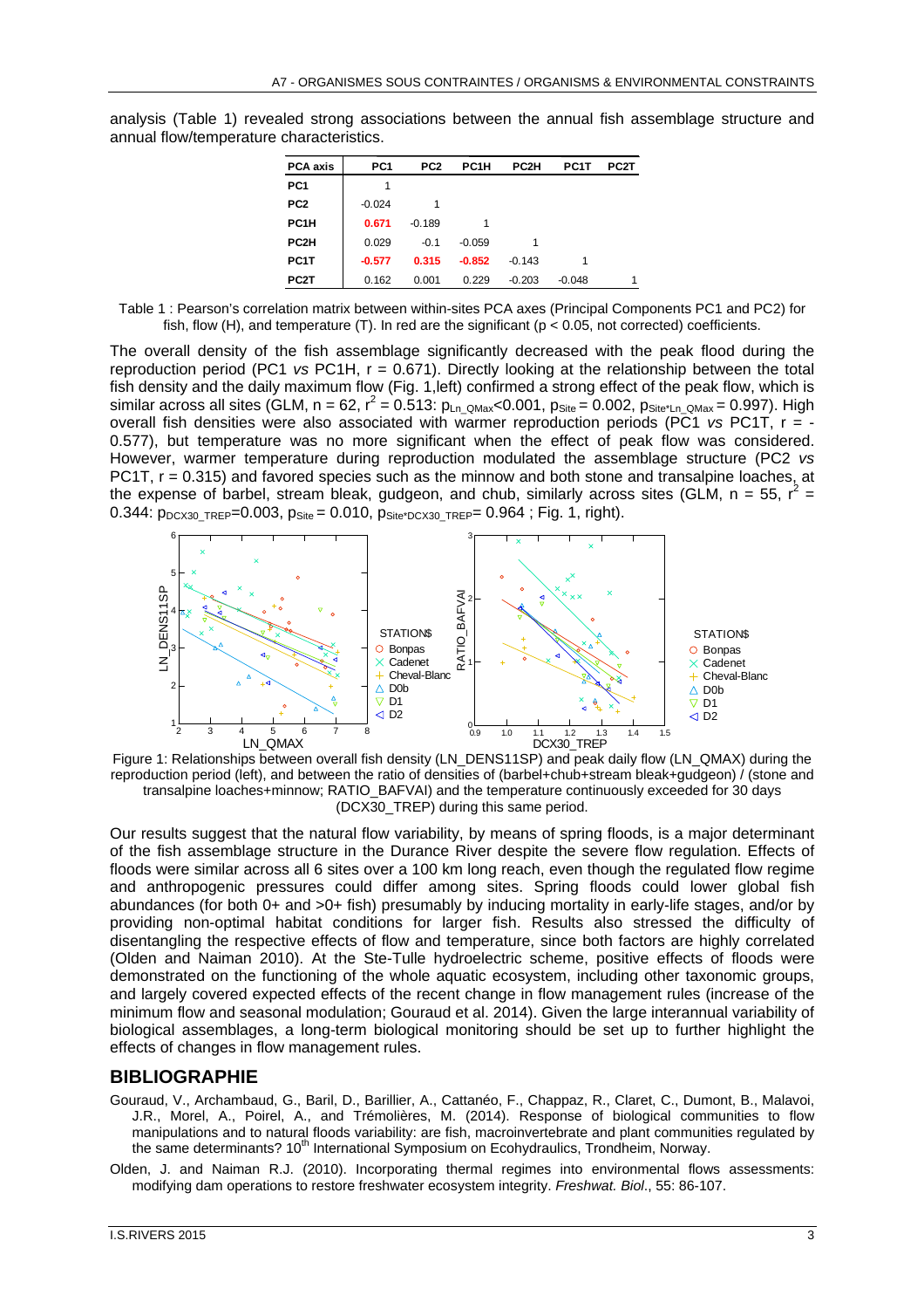analysis (Table 1) revealed strong associations between the annual fish assemblage structure and annual flow/temperature characteristics.

| PCA axis | PC1 | PC2 | PC1H | PC2H | PC1T | PC2T |
|---|---|---|---|---|---|---|
| PC1 | 1 | | | | | |
| PC2 | -0.024 | 1 | | | | |
| PC1H | **0.671** | -0.189 | 1 | | | |
| PC2H | 0.029 | -0.1 | -0.059 | 1 | | |
| PC1T | **-0.577** | **0.315** | **-0.852** | -0.143 | 1 | |
| PC2T | 0.162 | 0.001 | 0.229 | -0.203 | -0.048 | 1 |

Table 1 : Pearson's correlation matrix between within-sites PCA axes (Principal Components PC1 and PC2) for fish, flow (H), and temperature (T). In red are the significant ($p < 0.05$, not corrected) coefficients.

The overall density of the fish assemblage significantly decreased with the peak flood during the reproduction period (PC1 *vs* PC1H, $r = 0.671$). Directly looking at the relationship between the total fish density and the daily maximum flow (Fig. 1,left) confirmed a strong effect of the peak flow, which is similar across all sites (GLM, $n = 62$, $r^2 = 0.513$: $p_{Ln\_QMax}<0.001$, $p_{Site} = 0.002$, $p_{Site*Ln\_QMax} = 0.997$). High overall fish densities were also associated with warmer reproduction periods (PC1 *vs* PC1T, $r = -0.577$), but temperature was no more significant when the effect of peak flow was considered. However, warmer temperature during reproduction modulated the assemblage structure (PC2 *vs* PC1T, $r = 0.315$) and favored species such as the minnow and both stone and transalpine loaches, at the expense of barbel, stream bleak, gudgeon, and chub, similarly across sites (GLM, $n = 55$, $r^2 = 0.344$: $p_{DCX30\_TREP}=0.003$, $p_{Site} = 0.010$, $p_{Site*DCX30\_TREP}= 0.964$ ; Fig. 1, right).

LN_DENS11SP
LN_QMAX
STATION$
Bonpas
Cadenet
Cheval-Blanc
D0b
D1
D2
RATIO_BAFVAI
DCX30_TREP
STATION$
Bonpas
Cadenet
Cheval-Blanc
D0b
D1
D2

Figure 1: Relationships between overall fish density (LN_DENS11SP) and peak daily flow (LN_QMAX) during the reproduction period (left), and between the ratio of densities of (barbel+chub+stream bleak+gudgeon) / (stone and transalpine loaches+minnow; RATIO_BAFVAI) and the temperature continuously exceeded for 30 days (DCX30_TREP) during this same period.

Our results suggest that the natural flow variability, by means of spring floods, is a major determinant of the fish assemblage structure in the Durance River despite the severe flow regulation. Effects of floods were similar across all 6 sites over a 100 km long reach, even though the regulated flow regime and anthropogenic pressures could differ among sites. Spring floods could lower global fish abundances (for both 0+ and >0+ fish) presumably by inducing mortality in early-life stages, and/or by providing non-optimal habitat conditions for larger fish. Results also stressed the difficulty of disentangling the respective effects of flow and temperature, since both factors are highly correlated (Olden and Naiman 2010). At the Ste-Tulle hydroelectric scheme, positive effects of floods were demonstrated on the functioning of the whole aquatic ecosystem, including other taxonomic groups, and largely covered expected effects of the recent change in flow management rules (increase of the minimum flow and seasonal modulation; Gouraud et al. 2014). Given the large interannual variability of biological assemblages, a long-term biological monitoring should be set up to further highlight the effects of changes in flow management rules.

## BIBLIOGRAPHIE

Gouraud, V., Archambaud, G., Baril, D., Barillier, A., Cattanéo, F., Chappaz, R., Claret, C., Dumont, B., Malavoi, J.R., Morel, A., Poirel, A., and Trémolières, M. (2014). Response of biological communities to flow manipulations and to natural floods variability: are fish, macroinvertebrate and plant communities regulated by the same determinants? 10th International Symposium on Ecohydraulics, Trondheim, Norway.

Olden, J. and Naiman R.J. (2010). Incorporating thermal regimes into environmental flows assessments: modifying dam operations to restore freshwater ecosystem integrity. *Freshwat. Biol*., 55: 86-107.